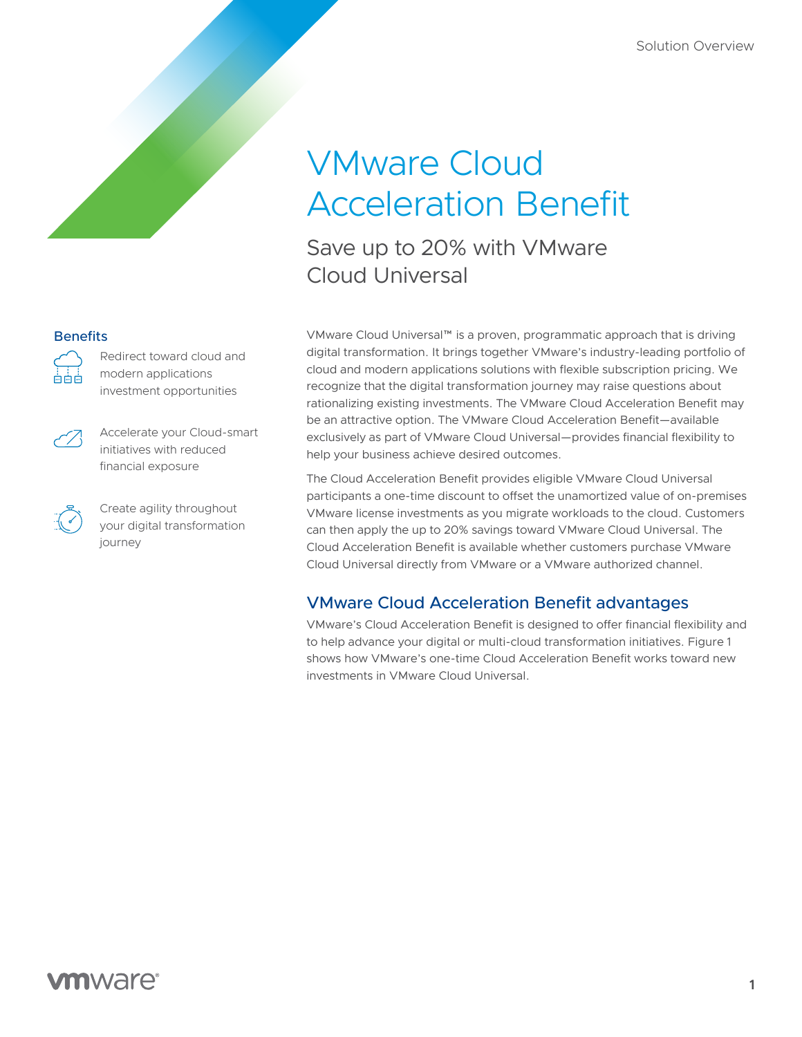Solution Overview

# VMware Cloud Acceleration Benefit

## Save up to 20% with VMware Cloud Universal

### Benefits

- Redirect toward cloud and modern applications investment opportunities
- Accelerate your Cloud-smart initiatives with reduced financial exposure
- Create agility throughout your digital transformation journey

VMware Cloud Universal™ is a proven, programmatic approach that is driving digital transformation. It brings together VMware's industry-leading portfolio of cloud and modern applications solutions with flexible subscription pricing. We recognize that the digital transformation journey may raise questions about rationalizing existing investments. The VMware Cloud Acceleration Benefit may be an attractive option. The VMware Cloud Acceleration Benefit—available exclusively as part of VMware Cloud Universal—provides financial flexibility to help your business achieve desired outcomes.

The Cloud Acceleration Benefit provides eligible VMware Cloud Universal participants a one-time discount to offset the unamortized value of on-premises VMware license investments as you migrate workloads to the cloud. Customers can then apply the up to 20% savings toward VMware Cloud Universal. The Cloud Acceleration Benefit is available whether customers purchase VMware Cloud Universal directly from VMware or a VMware authorized channel.

### VMware Cloud Acceleration Benefit advantages

VMware's Cloud Acceleration Benefit is designed to offer financial flexibility and to help advance your digital or multi-cloud transformation initiatives. Figure 1 shows how VMware's one-time Cloud Acceleration Benefit works toward new investments in VMware Cloud Universal.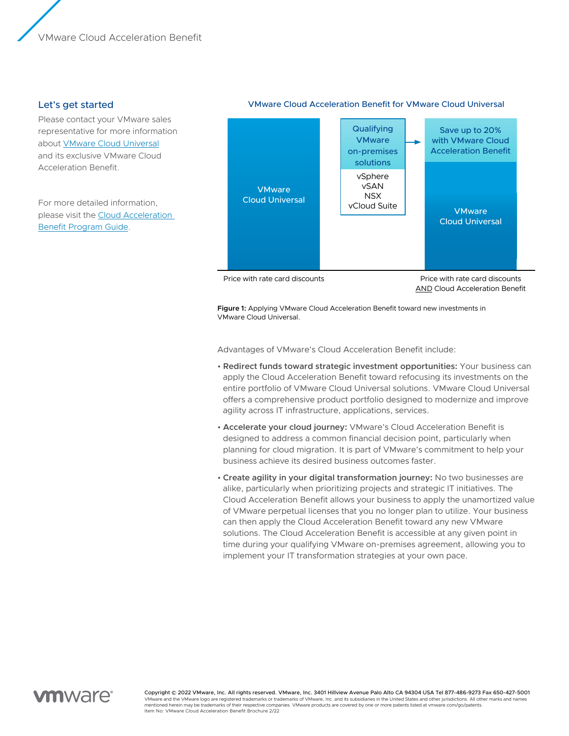## Let's get started

Please contact your VMware sales representative for more information about [VMware Cloud Universal](VMware Cloud Universal) and its exclusive VMware Cloud Acceleration Benefit.

For more detailed information, please visit the [Cloud Acceleration Benefit Program Guide](Cloud Acceleration Benefit Program Guide).

VMware Cloud Acceleration Benefit for VMware Cloud Universal

VMware Cloud Universal

Qualifying VMware on-premises solutions

vSphere
vSAN
NSX
vCloud Suite

Save up to 20% with VMware Cloud Acceleration Benefit

VMware Cloud Universal

Price with rate card discounts

Price with rate card discounts AND Cloud Acceleration Benefit

**Figure 1:** Applying VMware Cloud Acceleration Benefit toward new investments in VMware Cloud Universal.

Advantages of VMware's Cloud Acceleration Benefit include:

- **Redirect funds toward strategic investment opportunities:** Your business can apply the Cloud Acceleration Benefit toward refocusing its investments on the entire portfolio of VMware Cloud Universal solutions. VMware Cloud Universal offers a comprehensive product portfolio designed to modernize and improve agility across IT infrastructure, applications, services.
- **Accelerate your cloud journey:** VMware's Cloud Acceleration Benefit is designed to address a common financial decision point, particularly when planning for cloud migration. It is part of VMware's commitment to help your business achieve its desired business outcomes faster.
- **Create agility in your digital transformation journey:** No two businesses are alike, particularly when prioritizing projects and strategic IT initiatives. The Cloud Acceleration Benefit allows your business to apply the unamortized value of VMware perpetual licenses that you no longer plan to utilize. Your business can then apply the Cloud Acceleration Benefit toward any new VMware solutions. The Cloud Acceleration Benefit is accessible at any given point in time during your qualifying VMware on-premises agreement, allowing you to implement your IT transformation strategies at your own pace.

**Copyright © 2022 VMware, Inc. All rights reserved. VMware, Inc. 3401 Hillview Avenue Palo Alto CA 94304 USA Tel 877-486-9273 Fax 650-427-5001**
VMware and the VMware logo are registered trademarks or trademarks of VMware, Inc. and its subsidiaries in the United States and other jurisdictions. All other marks and names mentioned herein may be trademarks of their respective companies. VMware products are covered by one or more patents listed at vmware.com/go/patents.
Item No: VMware Cloud Acceleration Benefit Brochure 2/22